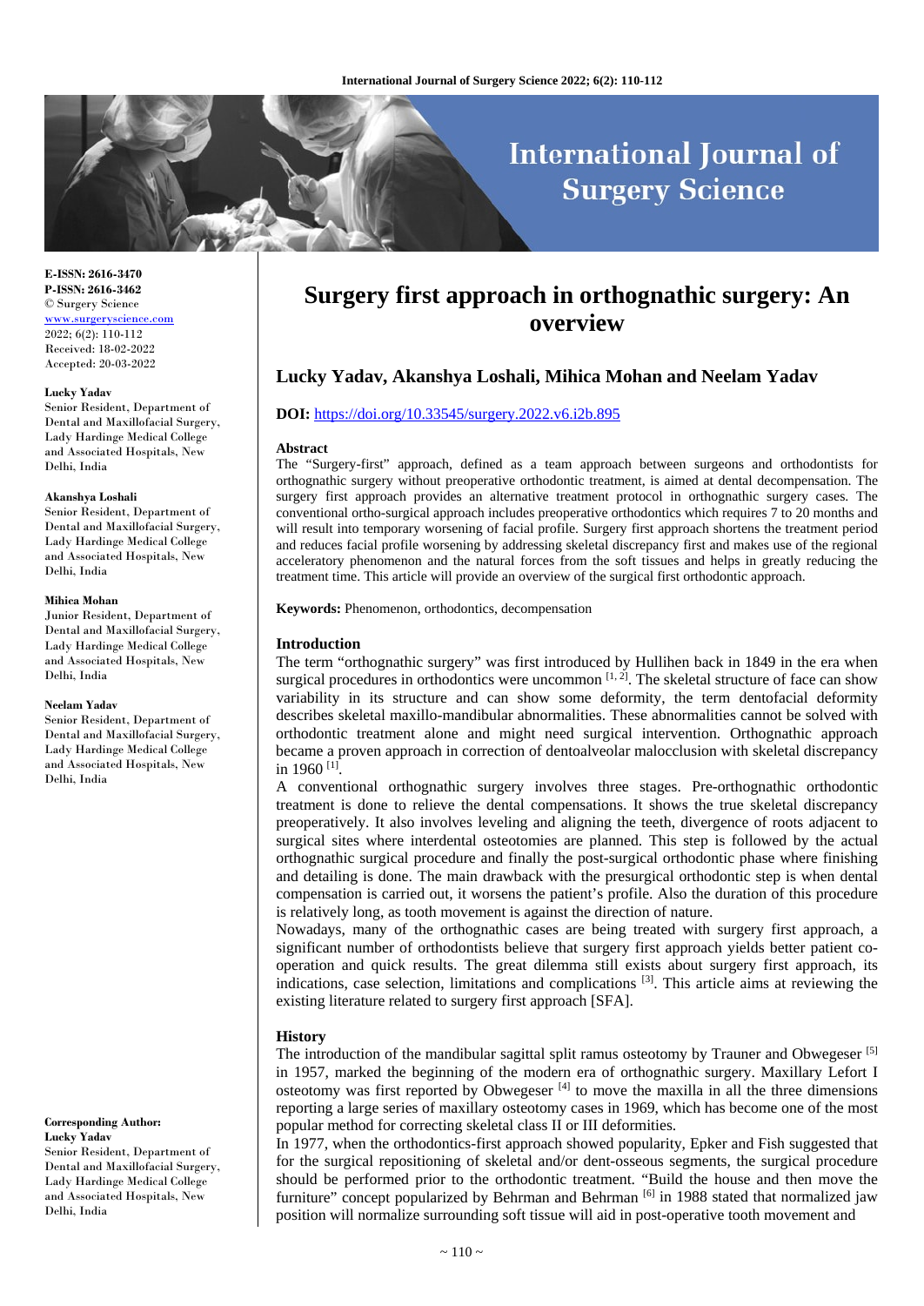# Surgery first approach in orthognathic surgery: An overview

**Lucky Yadav, Akanshya Loshali, Mihica Mohan and Neelam Yadav**

**DOI:** https://doi.org/10.33545/surgery.2022.v6.i2b.895

E-ISSN: 2616-3470
P-ISSN: 2616-3462
© Surgery Science
www.surgeryscience.com
2022; 6(2): 110-112
Received: 18-02-2022
Accepted: 20-03-2022

**Lucky Yadav**
Senior Resident, Department of Dental and Maxillofacial Surgery, Lady Hardinge Medical College and Associated Hospitals, New Delhi, India

**Akanshya Loshali**
Senior Resident, Department of Dental and Maxillofacial Surgery, Lady Hardinge Medical College and Associated Hospitals, New Delhi, India

**Mihica Mohan**
Junior Resident, Department of Dental and Maxillofacial Surgery, Lady Hardinge Medical College and Associated Hospitals, New Delhi, India

**Neelam Yadav**
Senior Resident, Department of Dental and Maxillofacial Surgery, Lady Hardinge Medical College and Associated Hospitals, New Delhi, India

**Corresponding Author:**
**Lucky Yadav**
Senior Resident, Department of Dental and Maxillofacial Surgery, Lady Hardinge Medical College and Associated Hospitals, New Delhi, India

### Abstract

The "Surgery-first" approach, defined as a team approach between surgeons and orthodontists for orthognathic surgery without preoperative orthodontic treatment, is aimed at dental decompensation. The surgery first approach provides an alternative treatment protocol in orthognathic surgery cases. The conventional ortho-surgical approach includes preoperative orthodontics which requires 7 to 20 months and will result into temporary worsening of facial profile. Surgery first approach shortens the treatment period and reduces facial profile worsening by addressing skeletal discrepancy first and makes use of the regional acceleratory phenomenon and the natural forces from the soft tissues and helps in greatly reducing the treatment time. This article will provide an overview of the surgical first orthodontic approach.

**Keywords:** Phenomenon, orthodontics, decompensation

### Introduction

The term "orthognathic surgery" was first introduced by Hullihen back in 1849 in the era when surgical procedures in orthodontics were uncommon [1, 2]. The skeletal structure of face can show variability in its structure and can show some deformity, the term dentofacial deformity describes skeletal maxillo-mandibular abnormalities. These abnormalities cannot be solved with orthodontic treatment alone and might need surgical intervention. Orthognathic approach became a proven approach in correction of dentoalveolar malocclusion with skeletal discrepancy in 1960 [1].

A conventional orthognathic surgery involves three stages. Pre-orthognathic orthodontic treatment is done to relieve the dental compensations. It shows the true skeletal discrepancy preoperatively. It also involves leveling and aligning the teeth, divergence of roots adjacent to surgical sites where interdental osteotomies are planned. This step is followed by the actual orthognathic surgical procedure and finally the post-surgical orthodontic phase where finishing and detailing is done. The main drawback with the presurgical orthodontic step is when dental compensation is carried out, it worsens the patient's profile. Also the duration of this procedure is relatively long, as tooth movement is against the direction of nature.

Nowadays, many of the orthognathic cases are being treated with surgery first approach, a significant number of orthodontists believe that surgery first approach yields better patient co-operation and quick results. The great dilemma still exists about surgery first approach, its indications, case selection, limitations and complications [3]. This article aims at reviewing the existing literature related to surgery first approach [SFA].

### History

The introduction of the mandibular sagittal split ramus osteotomy by Trauner and Obwegeser [5] in 1957, marked the beginning of the modern era of orthognathic surgery. Maxillary Lefort I osteotomy was first reported by Obwegeser [4] to move the maxilla in all the three dimensions reporting a large series of maxillary osteotomy cases in 1969, which has become one of the most popular method for correcting skeletal class II or III deformities.

In 1977, when the orthodontics-first approach showed popularity, Epker and Fish suggested that for the surgical repositioning of skeletal and/or dent-osseous segments, the surgical procedure should be performed prior to the orthodontic treatment. "Build the house and then move the furniture" concept popularized by Behrman and Behrman [6] in 1988 stated that normalized jaw position will normalize surrounding soft tissue will aid in post-operative tooth movement and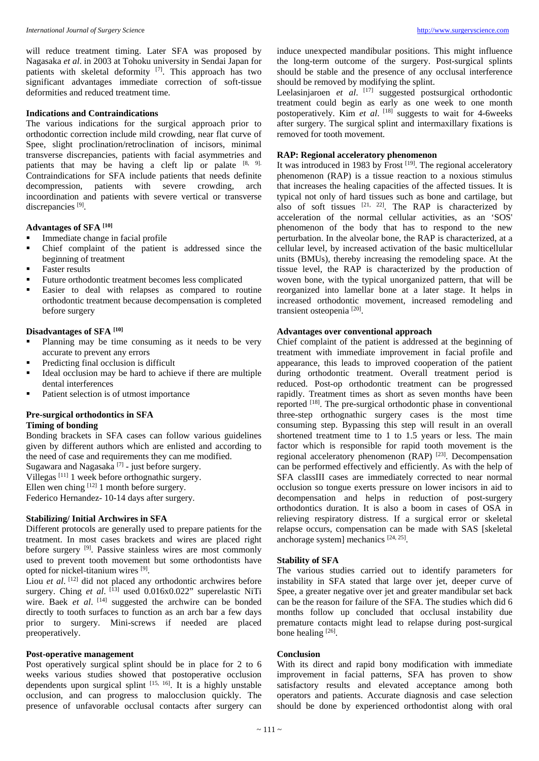will reduce treatment timing. Later SFA was proposed by Nagasaka *et al.* in 2003 at Tohoku university in Sendai Japan for patients with skeletal deformity [7]. This approach has two significant advantages immediate correction of soft-tissue deformities and reduced treatment time.

### Indications and Contraindications

The various indications for the surgical approach prior to orthodontic correction include mild crowding, near flat curve of Spee, slight proclination/retroclination of incisors, minimal transverse discrepancies, patients with facial asymmetries and patients that may be having a cleft lip or palate [8, 9]. Contraindications for SFA include patients that needs definite decompression, patients with severe crowding, arch incoordination and patients with severe vertical or transverse discrepancies [9].

### Advantages of SFA [10]

- Immediate change in facial profile
- Chief complaint of the patient is addressed since the beginning of treatment
- Faster results
- Future orthodontic treatment becomes less complicated
- Easier to deal with relapses as compared to routine orthodontic treatment because decompensation is completed before surgery

### Disadvantages of SFA [10]

- Planning may be time consuming as it needs to be very accurate to prevent any errors
- Predicting final occlusion is difficult
- Ideal occlusion may be hard to achieve if there are multiple dental interferences
- Patient selection is of utmost importance

### Pre-surgical orthodontics in SFA

#### Timing of bonding

Bonding brackets in SFA cases can follow various guidelines given by different authors which are enlisted and according to the need of case and requirements they can me modified.

Sugawara and Nagasaka [7] - just before surgery.

Villegas [11] 1 week before orthognathic surgery.

Ellen wen ching [12] 1 month before surgery.

Federico Hernandez- 10-14 days after surgery.

### Stabilizing/ Initial Archwires in SFA

Different protocols are generally used to prepare patients for the treatment. In most cases brackets and wires are placed right before surgery [9]. Passive stainless wires are most commonly used to prevent tooth movement but some orthodontists have opted for nickel-titanium wires [9].

Liou *et al*. [12] did not placed any orthodontic archwires before surgery. Ching *et al*. [13] used 0.016x0.022" superelastic NiTi wire. Baek *et al*. [14] suggested the archwire can be bonded directly to tooth surfaces to function as an arch bar a few days prior to surgery. Mini-screws if needed are placed preoperatively.

### Post-operative management

Post operatively surgical splint should be in place for 2 to 6 weeks various studies showed that postoperative occlusion dependents upon surgical splint [15, 16]. It is a highly unstable occlusion, and can progress to malocclusion quickly. The presence of unfavorable occlusal contacts after surgery can induce unexpected mandibular positions. This might influence the long-term outcome of the surgery. Post-surgical splints should be stable and the presence of any occlusal interference should be removed by modifying the splint.

Leelasinjaroen *et al*. [17] suggested postsurgical orthodontic treatment could begin as early as one week to one month postoperatively. Kim *et al*. [18] suggests to wait for 4-6weeks after surgery. The surgical splint and intermaxillary fixations is removed for tooth movement.

### RAP: Regional acceleratory phenomenon

It was introduced in 1983 by Frost [19]. The regional acceleratory phenomenon (RAP) is a tissue reaction to a noxious stimulus that increases the healing capacities of the affected tissues. It is typical not only of hard tissues such as bone and cartilage, but also of soft tissues [21, 22]. The RAP is characterized by acceleration of the normal cellular activities, as an 'SOS' phenomenon of the body that has to respond to the new perturbation. In the alveolar bone, the RAP is characterized, at a cellular level, by increased activation of the basic multicellular units (BMUs), thereby increasing the remodeling space. At the tissue level, the RAP is characterized by the production of woven bone, with the typical unorganized pattern, that will be reorganized into lamellar bone at a later stage. It helps in increased orthodontic movement, increased remodeling and transient osteopenia [20].

### Advantages over conventional approach

Chief complaint of the patient is addressed at the beginning of treatment with immediate improvement in facial profile and appearance, this leads to improved cooperation of the patient during orthodontic treatment. Overall treatment period is reduced. Post-op orthodontic treatment can be progressed rapidly. Treatment times as short as seven months have been reported [18]. The pre-surgical orthodontic phase in conventional three-step orthognathic surgery cases is the most time consuming step. Bypassing this step will result in an overall shortened treatment time to 1 to 1.5 years or less. The main factor which is responsible for rapid tooth movement is the regional acceleratory phenomenon (RAP) [23]. Decompensation can be performed effectively and efficiently. As with the help of SFA classIII cases are immediately corrected to near normal occlusion so tongue exerts pressure on lower incisors in aid to decompensation and helps in reduction of post-surgery orthodontics duration. It is also a boom in cases of OSA in relieving respiratory distress. If a surgical error or skeletal relapse occurs, compensation can be made with SAS [skeletal anchorage system] mechanics [24, 25].

### Stability of SFA

The various studies carried out to identify parameters for instability in SFA stated that large over jet, deeper curve of Spee, a greater negative over jet and greater mandibular set back can be the reason for failure of the SFA. The studies which did 6 months follow up concluded that occlusal instability due premature contacts might lead to relapse during post-surgical bone healing [26].

### Conclusion

With its direct and rapid bony modification with immediate improvement in facial patterns, SFA has proven to show satisfactory results and elevated acceptance among both operators and patients. Accurate diagnosis and case selection should be done by experienced orthodontist along with oral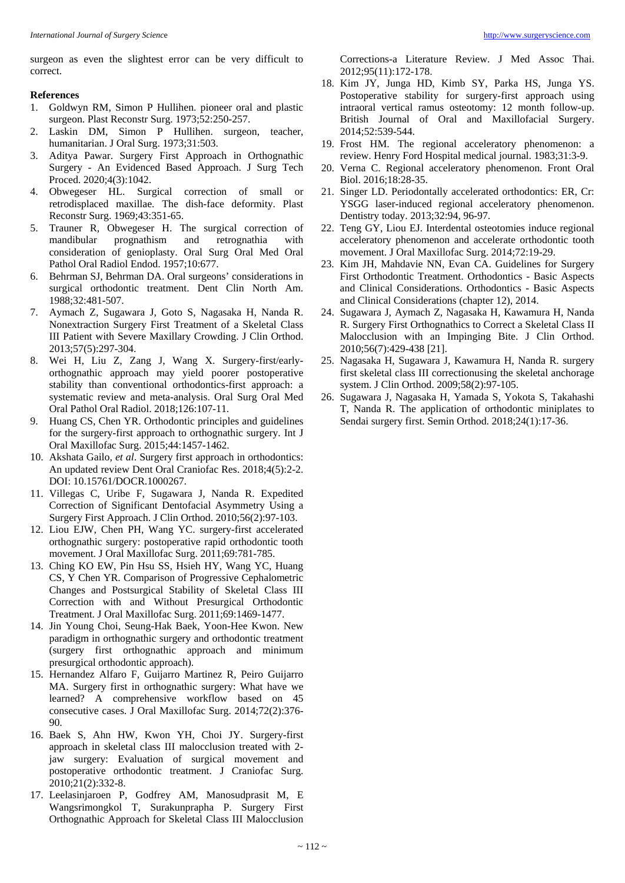surgeon as even the slightest error can be very difficult to correct.

**References**

1. Goldwyn RM, Simon P Hullihen. pioneer oral and plastic surgeon. Plast Reconstr Surg. 1973;52:250-257.
2. Laskin DM, Simon P Hullihen. surgeon, teacher, humanitarian. J Oral Surg. 1973;31:503.
3. Aditya Pawar. Surgery First Approach in Orthognathic Surgery - An Evidenced Based Approach. J Surg Tech Proced. 2020;4(3):1042.
4. Obwegeser HL. Surgical correction of small or retrodisplaced maxillae. The dish-face deformity. Plast Reconstr Surg. 1969;43:351-65.
5. Trauner R, Obwegeser H. The surgical correction of mandibular prognathism and retrognathia with consideration of genioplasty. Oral Surg Oral Med Oral Pathol Oral Radiol Endod. 1957;10:677.
6. Behrman SJ, Behrman DA. Oral surgeons' considerations in surgical orthodontic treatment. Dent Clin North Am. 1988;32:481-507.
7. Aymach Z, Sugawara J, Goto S, Nagasaka H, Nanda R. Nonextraction Surgery First Treatment of a Skeletal Class III Patient with Severe Maxillary Crowding. J Clin Orthod. 2013;57(5):297-304.
8. Wei H, Liu Z, Zang J, Wang X. Surgery-first/early-orthognathic approach may yield poorer postoperative stability than conventional orthodontics-first approach: a systematic review and meta-analysis. Oral Surg Oral Med Oral Pathol Oral Radiol. 2018;126:107-11.
9. Huang CS, Chen YR. Orthodontic principles and guidelines for the surgery-first approach to orthognathic surgery. Int J Oral Maxillofac Surg. 2015;44:1457-1462.
10. Akshata Gailo, *et al*. Surgery first approach in orthodontics: An updated review Dent Oral Craniofac Res. 2018;4(5):2-2. DOI: 10.15761/DOCR.1000267.
11. Villegas C, Uribe F, Sugawara J, Nanda R. Expedited Correction of Significant Dentofacial Asymmetry Using a Surgery First Approach. J Clin Orthod. 2010;56(2):97-103.
12. Liou EJW, Chen PH, Wang YC. surgery-first accelerated orthognathic surgery: postoperative rapid orthodontic tooth movement. J Oral Maxillofac Surg. 2011;69:781-785.
13. Ching KO EW, Pin Hsu SS, Hsieh HY, Wang YC, Huang CS, Y Chen YR. Comparison of Progressive Cephalometric Changes and Postsurgical Stability of Skeletal Class III Correction with and Without Presurgical Orthodontic Treatment. J Oral Maxillofac Surg. 2011;69:1469-1477.
14. Jin Young Choi, Seung-Hak Baek, Yoon-Hee Kwon. New paradigm in orthognathic surgery and orthodontic treatment (surgery first orthognathic approach and minimum presurgical orthodontic approach).
15. Hernandez Alfaro F, Guijarro Martinez R, Peiro Guijarro MA. Surgery first in orthognathic surgery: What have we learned? A comprehensive workflow based on 45 consecutive cases. J Oral Maxillofac Surg. 2014;72(2):376-90.
16. Baek S, Ahn HW, Kwon YH, Choi JY. Surgery-first approach in skeletal class III malocclusion treated with 2-jaw surgery: Evaluation of surgical movement and postoperative orthodontic treatment. J Craniofac Surg. 2010;21(2):332-8.
17. Leelasinjaroen P, Godfrey AM, Manosudprasit M, E Wangsrimongkol T, Surakunprapha P. Surgery First Orthognathic Approach for Skeletal Class III Malocclusion Corrections-a Literature Review. J Med Assoc Thai. 2012;95(11):172-178.
18. Kim JY, Junga HD, Kimb SY, Parka HS, Junga YS. Postoperative stability for surgery-first approach using intraoral vertical ramus osteotomy: 12 month follow-up. British Journal of Oral and Maxillofacial Surgery. 2014;52:539-544.
19. Frost HM. The regional acceleratory phenomenon: a review. Henry Ford Hospital medical journal. 1983;31:3-9.
20. Verna C. Regional acceleratory phenomenon. Front Oral Biol. 2016;18:28-35.
21. Singer LD. Periodontally accelerated orthodontics: ER, Cr: YSGG laser-induced regional acceleratory phenomenon. Dentistry today. 2013;32:94, 96-97.
22. Teng GY, Liou EJ. Interdental osteotomies induce regional acceleratory phenomenon and accelerate orthodontic tooth movement. J Oral Maxillofac Surg. 2014;72:19-29.
23. Kim JH, Mahdavie NN, Evan CA. Guidelines for Surgery First Orthodontic Treatment. Orthodontics - Basic Aspects and Clinical Considerations. Orthodontics - Basic Aspects and Clinical Considerations (chapter 12), 2014.
24. Sugawara J, Aymach Z, Nagasaka H, Kawamura H, Nanda R. Surgery First Orthognathics to Correct a Skeletal Class II Malocclusion with an Impinging Bite. J Clin Orthod. 2010;56(7):429-438 [21].
25. Nagasaka H, Sugawara J, Kawamura H, Nanda R. surgery first skeletal class III correctionusing the skeletal anchorage system. J Clin Orthod. 2009;58(2):97-105.
26. Sugawara J, Nagasaka H, Yamada S, Yokota S, Takahashi T, Nanda R. The application of orthodontic miniplates to Sendai surgery first. Semin Orthod. 2018;24(1):17-36.